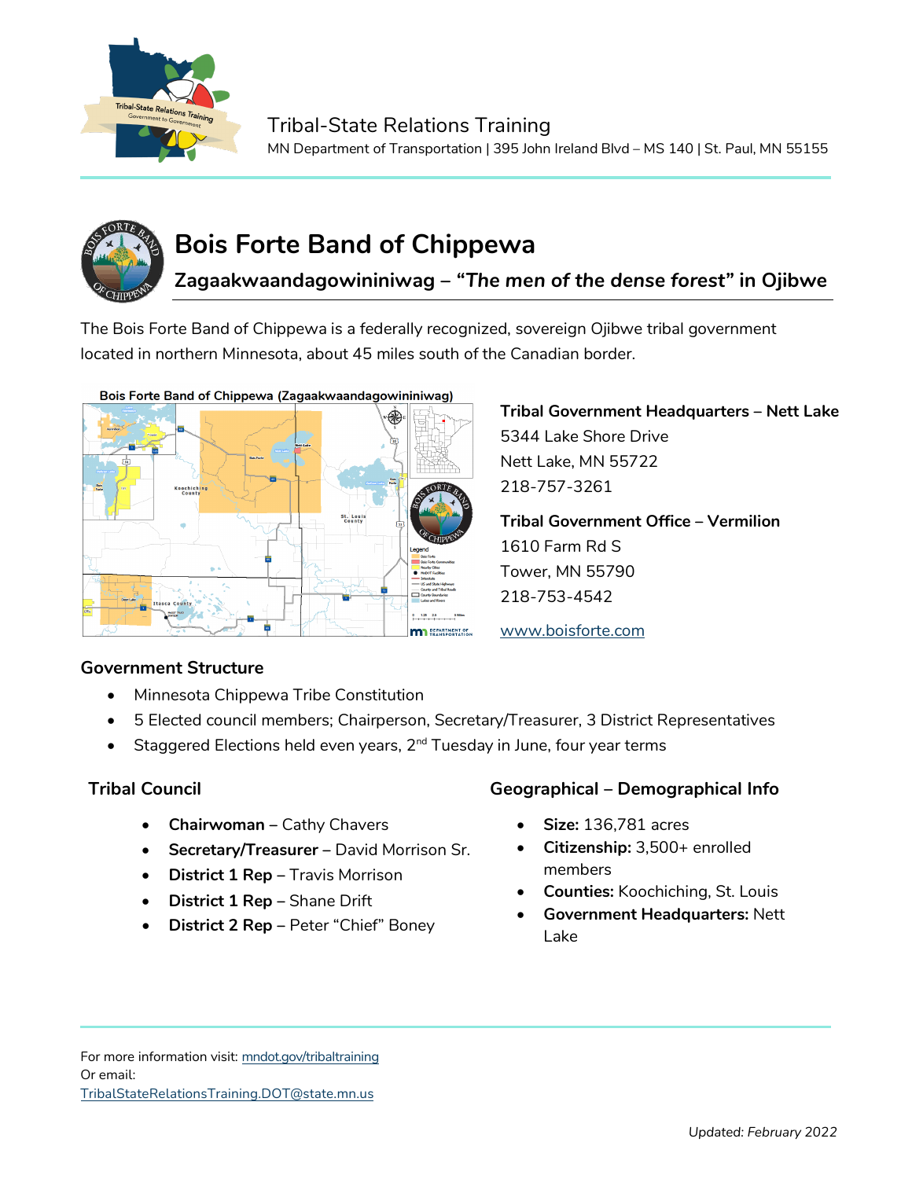Tribal-State Relations Training

MN Department of Transportation | 395 John Ireland Blvd – MS 140 | St. Paul, MN 55155

# Bois Forte Band of Chippewa

## Zagaakwaandagowininiwag – *"The men of the dense forest"* in Ojibwe

The Bois Forte Band of Chippewa is a federally recognized, sovereign Ojibwe tribal government located in northern Minnesota, about 45 miles south of the Canadian border.

**Tribal Government Headquarters – Nett Lake**
5344 Lake Shore Drive
Nett Lake, MN 55722
218-757-3261

**Tribal Government Office – Vermilion**
1610 Farm Rd S
Tower, MN 55790
218-753-4542

www.boisforte.com

### Government Structure

- Minnesota Chippewa Tribe Constitution
- 5 Elected council members; Chairperson, Secretary/Treasurer, 3 District Representatives
- Staggered Elections held even years, 2nd Tuesday in June, four year terms

### Tribal Council

- **Chairwoman** – Cathy Chavers
- **Secretary/Treasurer** – David Morrison Sr.
- **District 1 Rep** – Travis Morrison
- **District 1 Rep** – Shane Drift
- **District 2 Rep** – Peter "Chief" Boney

### Geographical – Demographical Info

- **Size:** 136,781 acres
- **Citizenship:** 3,500+ enrolled members
- **Counties:** Koochiching, St. Louis
- **Government Headquarters:** Nett Lake

For more information visit: mndot.gov/tribaltraining
Or email:
TribalStateRelationsTraining.DOT@state.mn.us

Updated: *February 2022*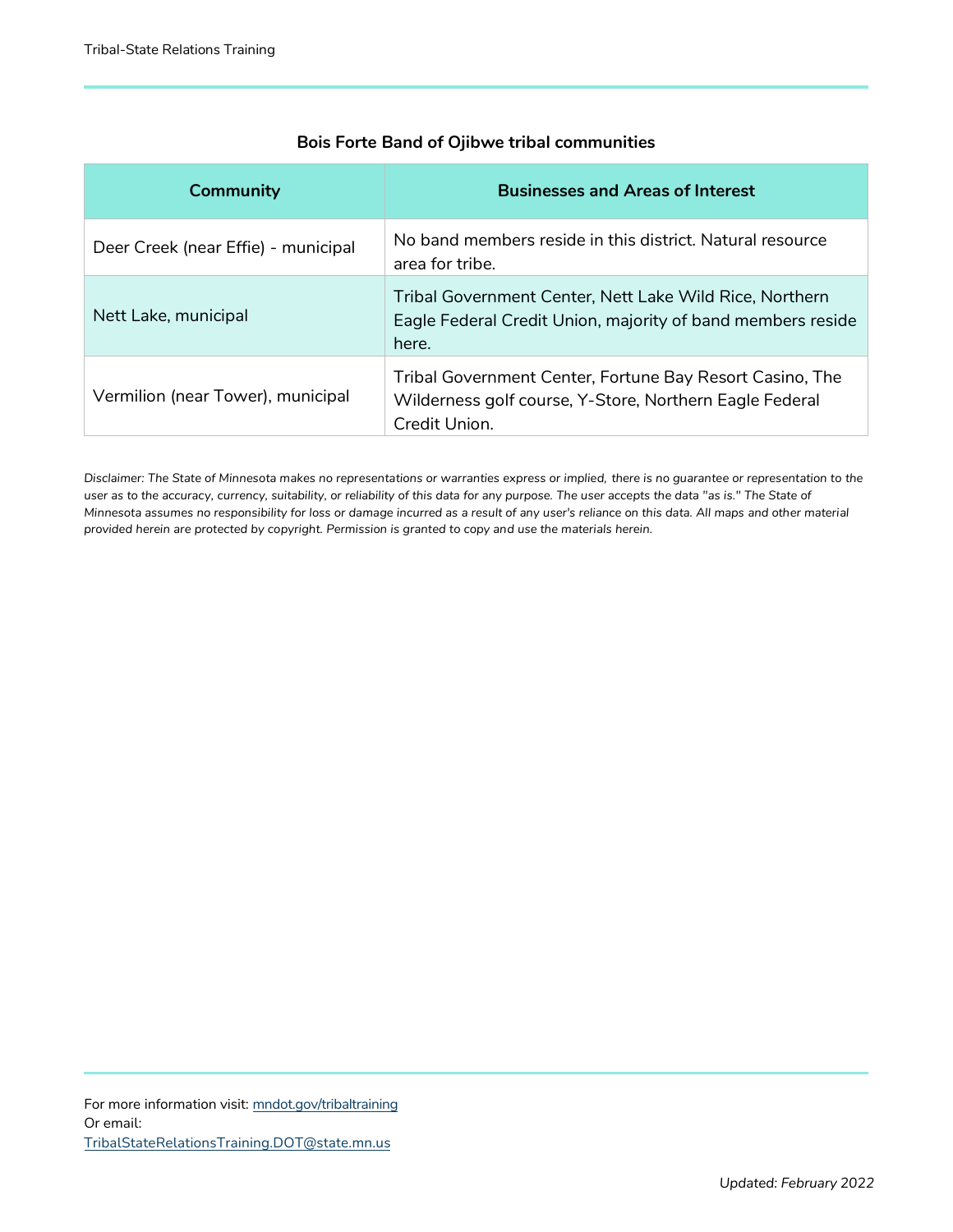**Bois Forte Band of Ojibwe tribal communities**

| Community | Businesses and Areas of Interest |
|---|---|
| Deer Creek (near Effie) - municipal | No band members reside in this district. Natural resource area for tribe. |
| Nett Lake, municipal | Tribal Government Center, Nett Lake Wild Rice, Northern Eagle Federal Credit Union, majority of band members reside here. |
| Vermilion (near Tower), municipal | Tribal Government Center, Fortune Bay Resort Casino, The Wilderness golf course, Y-Store, Northern Eagle Federal Credit Union. |

*Disclaimer: The State of Minnesota makes no representations or warranties express or implied, there is no guarantee or representation to the user as to the accuracy, currency, suitability, or reliability of this data for any purpose. The user accepts the data "as is." The State of Minnesota assumes no responsibility for loss or damage incurred as a result of any user's reliance on this data. All maps and other material provided herein are protected by copyright. Permission is granted to copy and use the materials herein.*

For more information visit: [mndot.gov/tribaltraining](mndot.gov/tribaltraining)
Or email:
[TribalStateRelationsTraining.DOT@state.mn.us](mailto:TribalStateRelationsTraining.DOT@state.mn.us)

Updated: *February 2022*